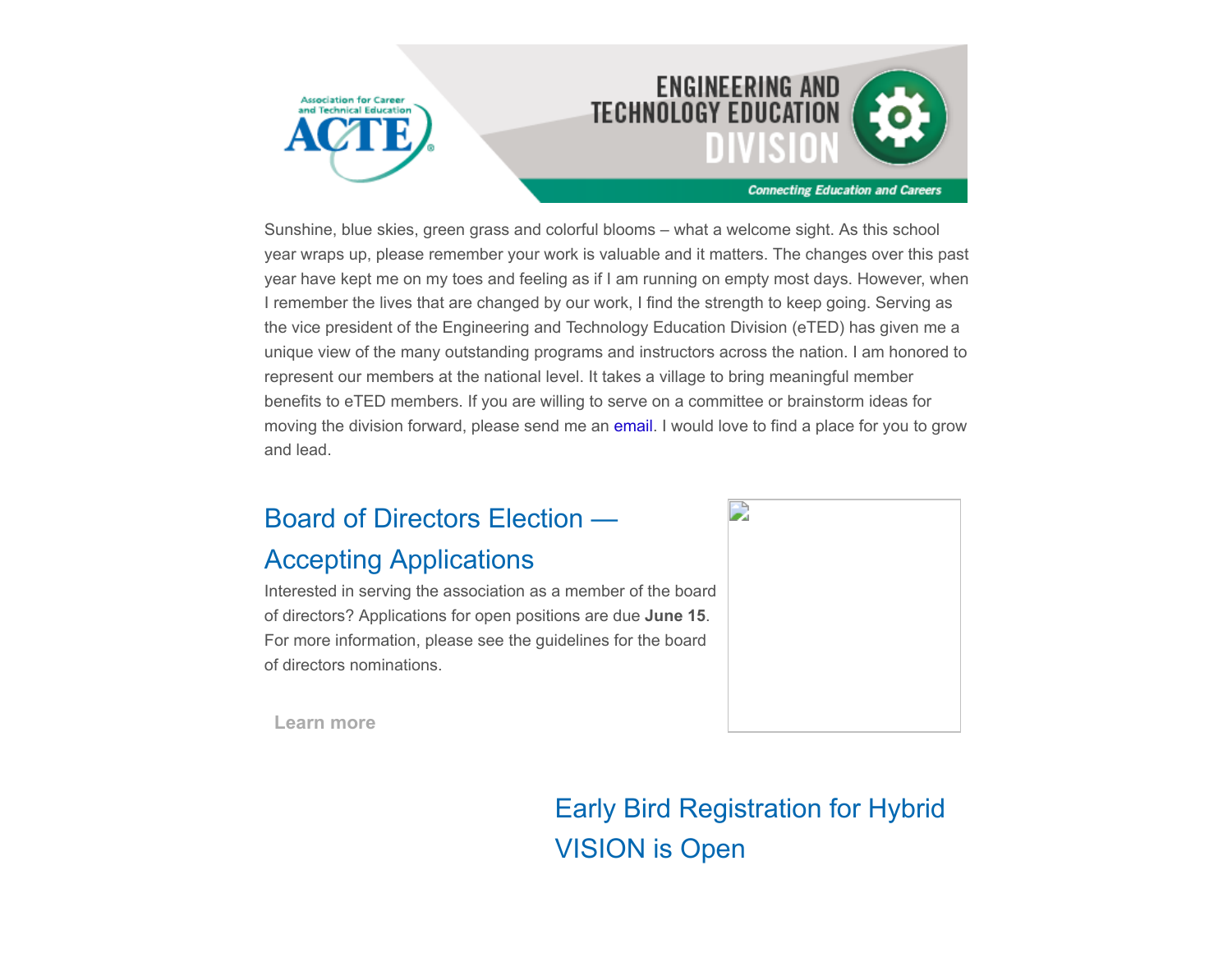Sunshine, blue skies, green grass and colorful blooms – what a welcome sight. As this school year wraps up, please remember your work is valuable and it matters. The changes over this past year have kept me on my toes and feeling as if I am running on empty most days. However, when I remember the lives that are changed by our work, I find the strength to keep going. Serving as the vice president of the Engineering and Technology Education Division (eTED) has given me a unique view of the many outstanding programs and instructors across the nation. I am honored to represent our members at the national level. It takes a village to bring meaningful member benefits to eTED members. If you are willing to serve on a committee or brainstorm ideas for moving the division forward, please send me an email. I would love to find a place for you to grow and lead.

## Board of Directors Election — Accepting Applications

Interested in serving the association as a member of the board of directors? Applications for open positions are due **June 15**. For more information, please see the guidelines for the board of directors nominations.

Learn more

## Early Bird Registration for Hybrid VISION is Open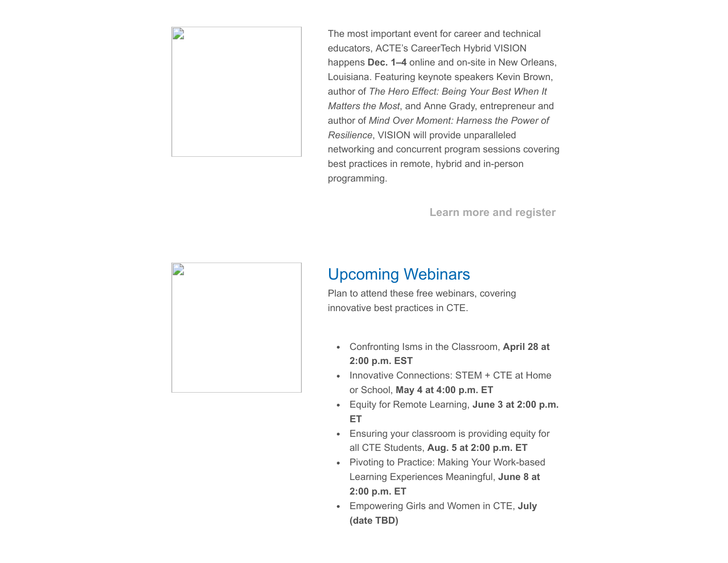The most important event for career and technical educators, ACTE's CareerTech Hybrid VISION happens **Dec. 1–4** online and on-site in New Orleans, Louisiana. Featuring keynote speakers Kevin Brown, author of *The Hero Effect: Being Your Best When It Matters the Most*, and Anne Grady, entrepreneur and author of *Mind Over Moment: Harness the Power of Resilience*, VISION will provide unparalleled networking and concurrent program sessions covering best practices in remote, hybrid and in-person programming.

**Learn more and register**

## Upcoming Webinars

Plan to attend these free webinars, covering innovative best practices in CTE.

- Confronting Isms in the Classroom, **April 28 at 2:00 p.m. EST**
- Innovative Connections: STEM + CTE at Home or School, **May 4 at 4:00 p.m. ET**
- Equity for Remote Learning, **June 3 at 2:00 p.m. ET**
- Ensuring your classroom is providing equity for all CTE Students, **Aug. 5 at 2:00 p.m. ET**
- Pivoting to Practice: Making Your Work-based Learning Experiences Meaningful, **June 8 at 2:00 p.m. ET**
- Empowering Girls and Women in CTE, **July (date TBD)**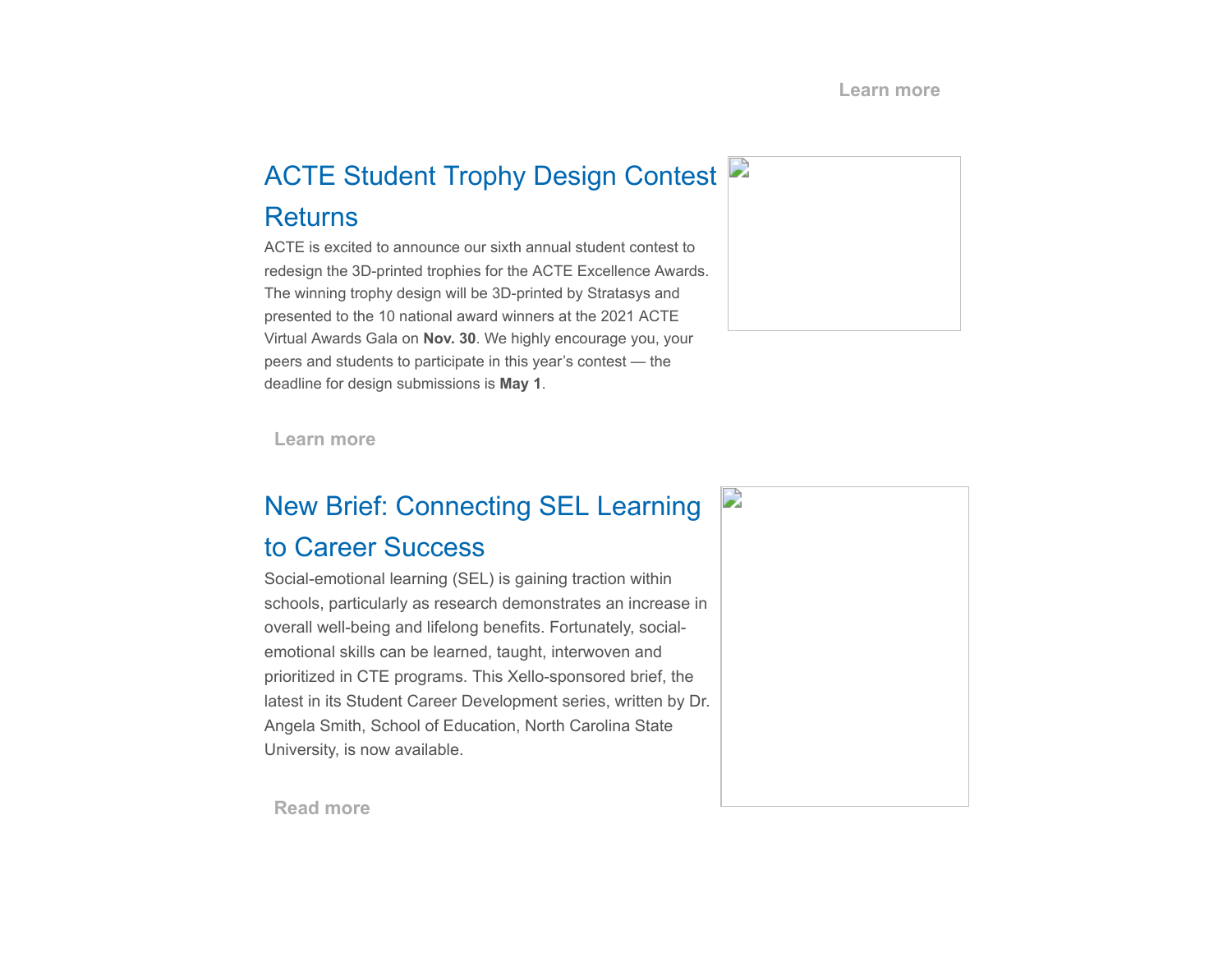Learn more

## ACTE Student Trophy Design Contest Returns

ACTE is excited to announce our sixth annual student contest to redesign the 3D-printed trophies for the ACTE Excellence Awards. The winning trophy design will be 3D-printed by Stratasys and presented to the 10 national award winners at the 2021 ACTE Virtual Awards Gala on **Nov. 30**. We highly encourage you, your peers and students to participate in this year's contest — the deadline for design submissions is **May 1**.

Learn more

## New Brief: Connecting SEL Learning to Career Success

Social-emotional learning (SEL) is gaining traction within schools, particularly as research demonstrates an increase in overall well-being and lifelong benefits. Fortunately, social-emotional skills can be learned, taught, interwoven and prioritized in CTE programs. This Xello-sponsored brief, the latest in its Student Career Development series, written by Dr. Angela Smith, School of Education, North Carolina State University, is now available.

Read more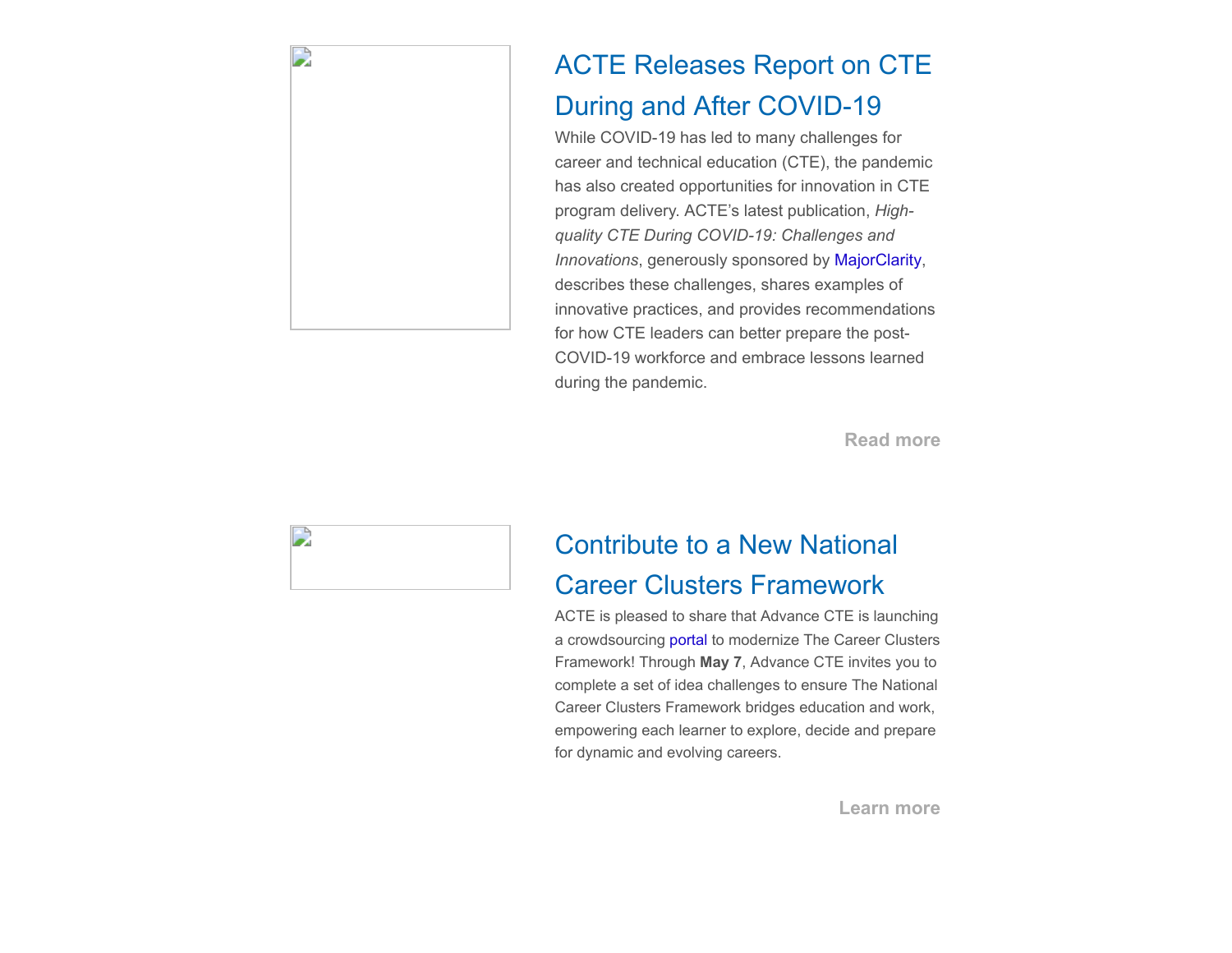## ACTE Releases Report on CTE During and After COVID-19

While COVID-19 has led to many challenges for career and technical education (CTE), the pandemic has also created opportunities for innovation in CTE program delivery. ACTE's latest publication, *High-quality CTE During COVID-19: Challenges and Innovations*, generously sponsored by MajorClarity, describes these challenges, shares examples of innovative practices, and provides recommendations for how CTE leaders can better prepare the post-COVID-19 workforce and embrace lessons learned during the pandemic.

**Read more**

## Contribute to a New National Career Clusters Framework

ACTE is pleased to share that Advance CTE is launching a crowdsourcing portal to modernize The Career Clusters Framework! Through **May 7**, Advance CTE invites you to complete a set of idea challenges to ensure The National Career Clusters Framework bridges education and work, empowering each learner to explore, decide and prepare for dynamic and evolving careers.

**Learn more**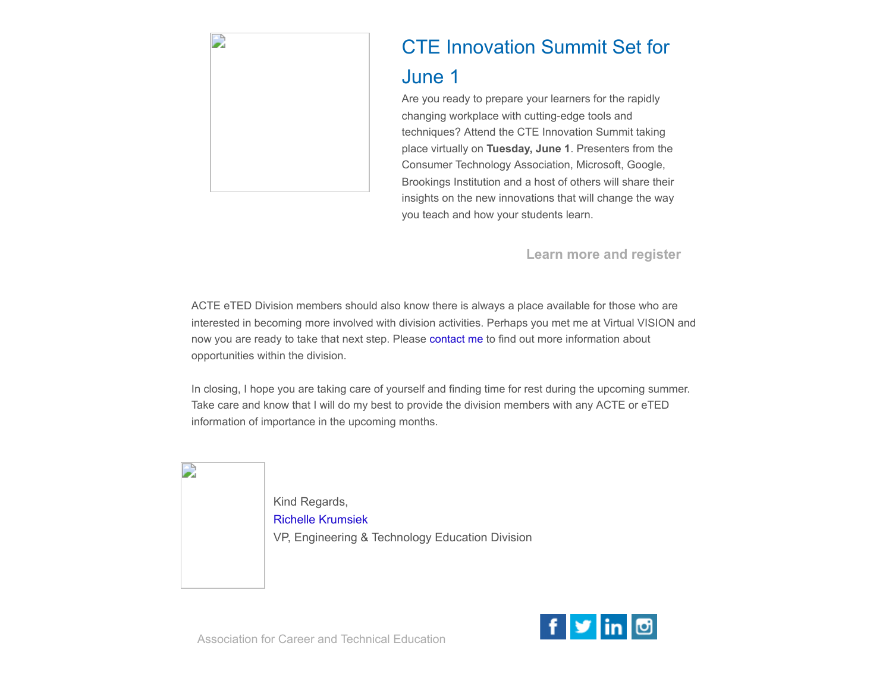## CTE Innovation Summit Set for June 1

Are you ready to prepare your learners for the rapidly changing workplace with cutting-edge tools and techniques? Attend the CTE Innovation Summit taking place virtually on **Tuesday, June 1**. Presenters from the Consumer Technology Association, Microsoft, Google, Brookings Institution and a host of others will share their insights on the new innovations that will change the way you teach and how your students learn.

**Learn more and register**

ACTE eTED Division members should also know there is always a place available for those who are interested in becoming more involved with division activities. Perhaps you met me at Virtual VISION and now you are ready to take that next step. Please contact me to find out more information about opportunities within the division.

In closing, I hope you are taking care of yourself and finding time for rest during the upcoming summer. Take care and know that I will do my best to provide the division members with any ACTE or eTED information of importance in the upcoming months.

Kind Regards,
Richelle Krumsiek
VP, Engineering & Technology Education Division

Association for Career and Technical Education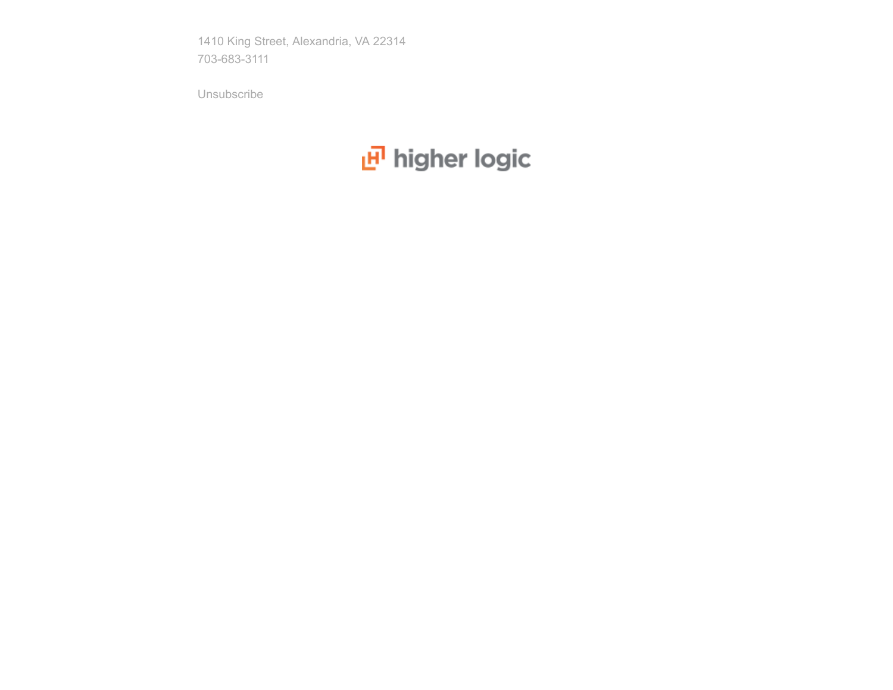1410 King Street, Alexandria, VA 22314
703-683-3111

Unsubscribe

higher logic